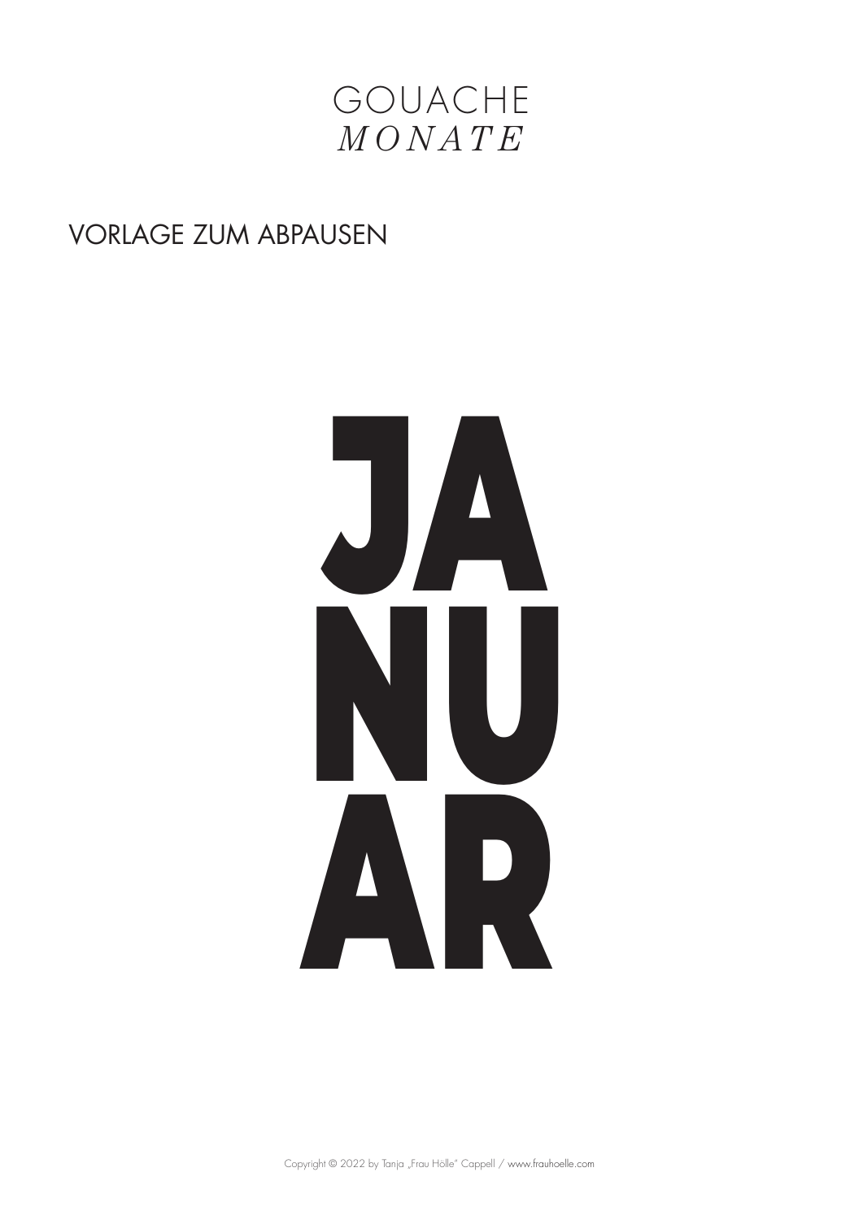# GOUACHE
## *MONATE*

VORLAGE ZUM ABPAUSEN

**JA**
**NU**
**AR**

Copyright © 2022 by Tanja „Frau Hölle" Cappell / www.frauhoelle.com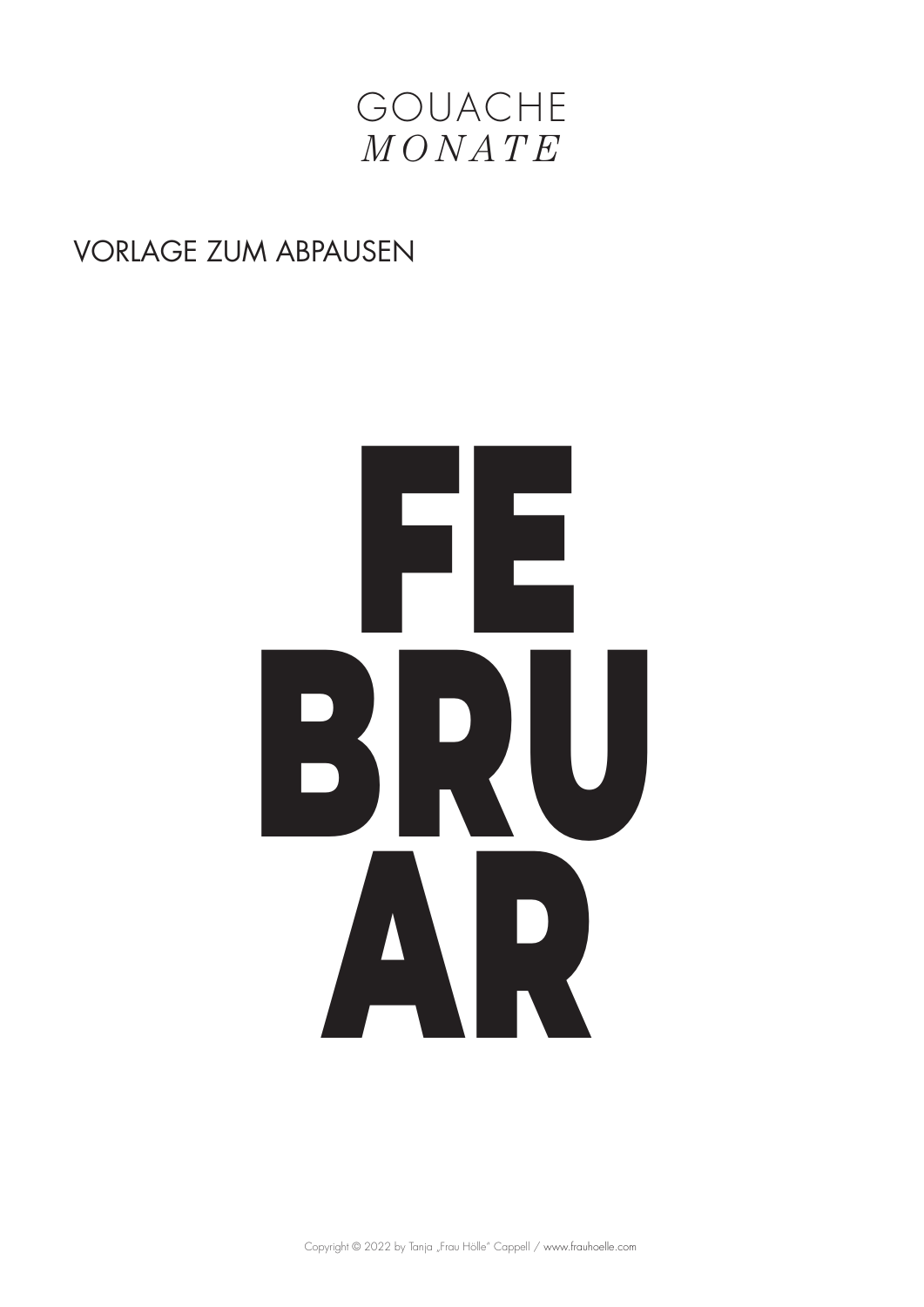# GOUACHE
## *MONATE*

VORLAGE ZUM ABPAUSEN

# FE
# BRU
# AR

Copyright © 2022 by Tanja „Frau Hölle" Cappell / www.frauhoelle.com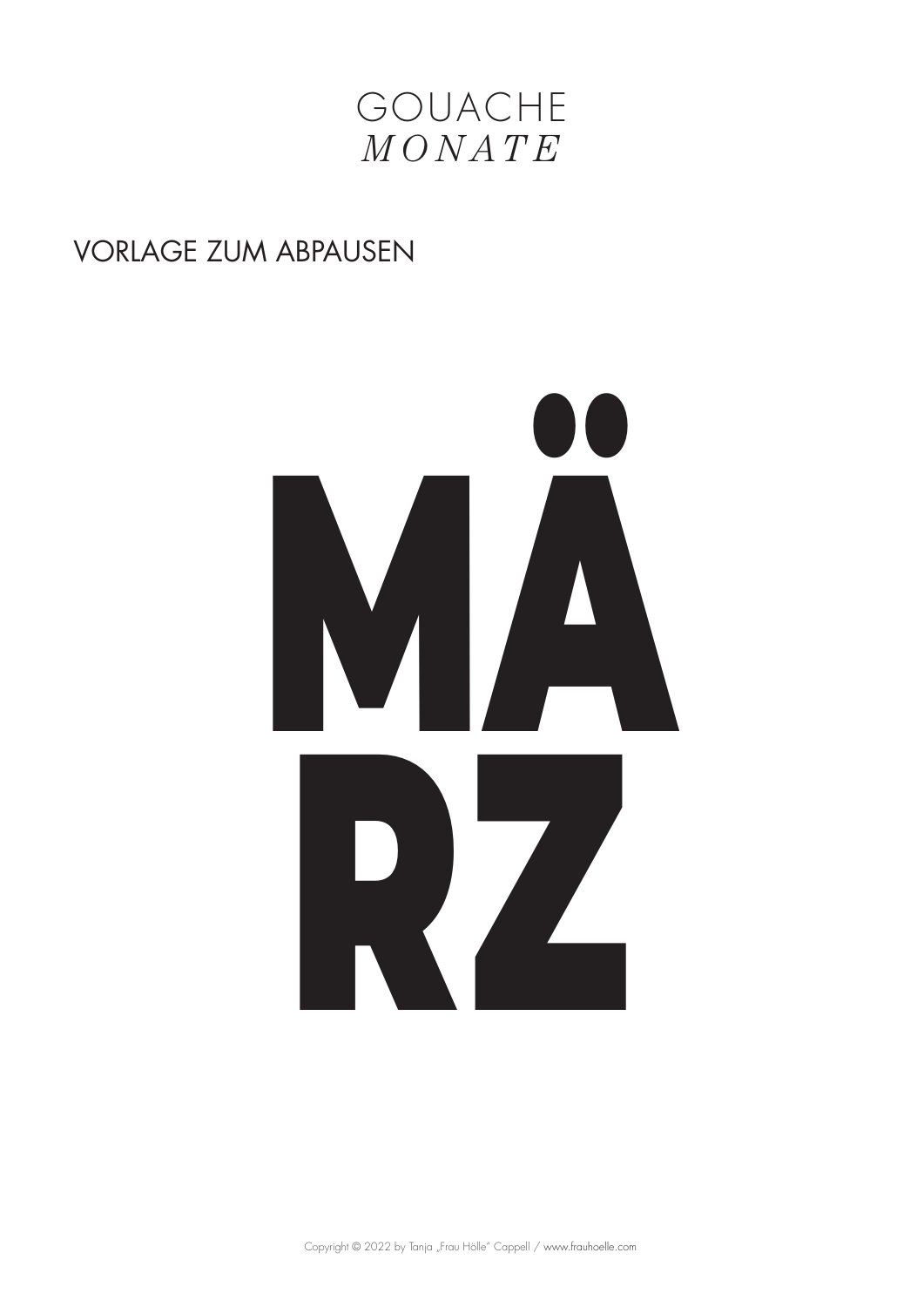# GOUACHE *MONATE*

VORLAGE ZUM ABPAUSEN

MÄ
RZ

Copyright © 2022 by Tanja „Frau Hölle" Cappell / www.frauhoelle.com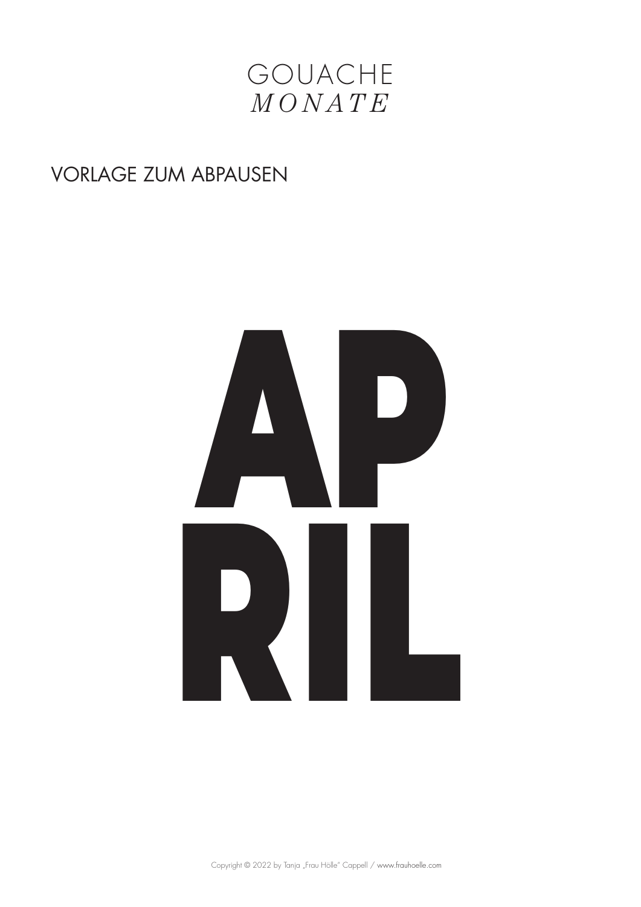GOUACHE
*MONATE*

VORLAGE ZUM ABPAUSEN

# AP
# RIL

Copyright © 2022 by Tanja „Frau Hölle" Cappell / www.frauhoelle.com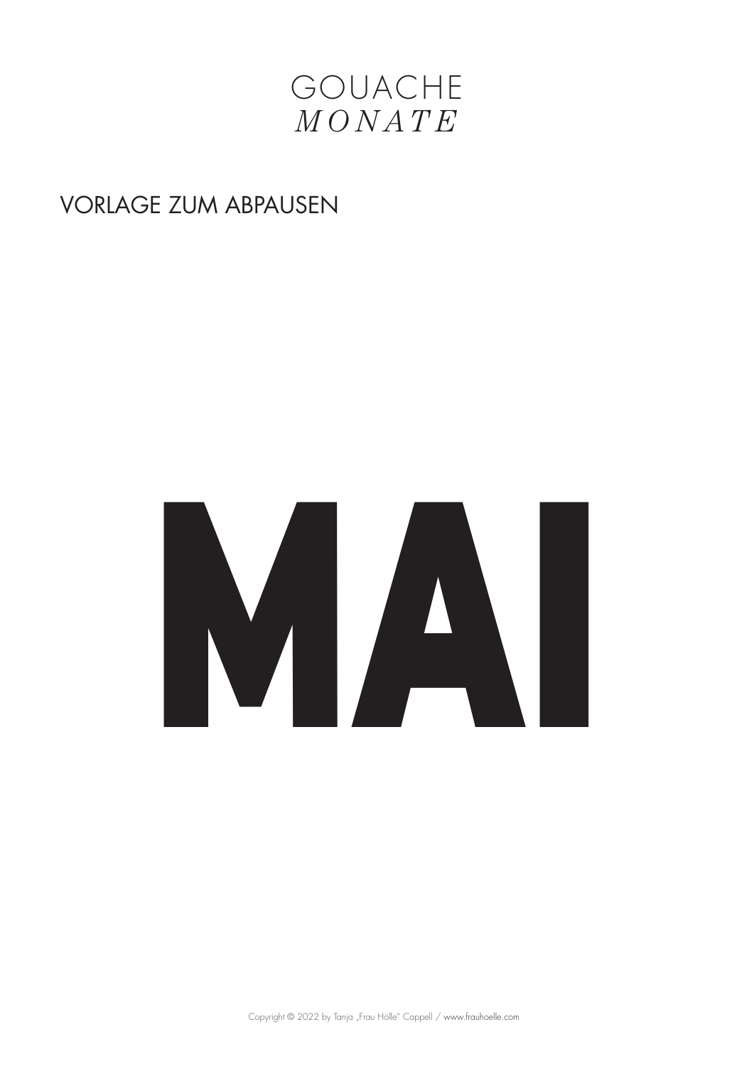GOUACHE
*MONATE*

VORLAGE ZUM ABPAUSEN

# MAI

Copyright © 2022 by Tanja „Frau Hölle" Cappell / www.frauhoelle.com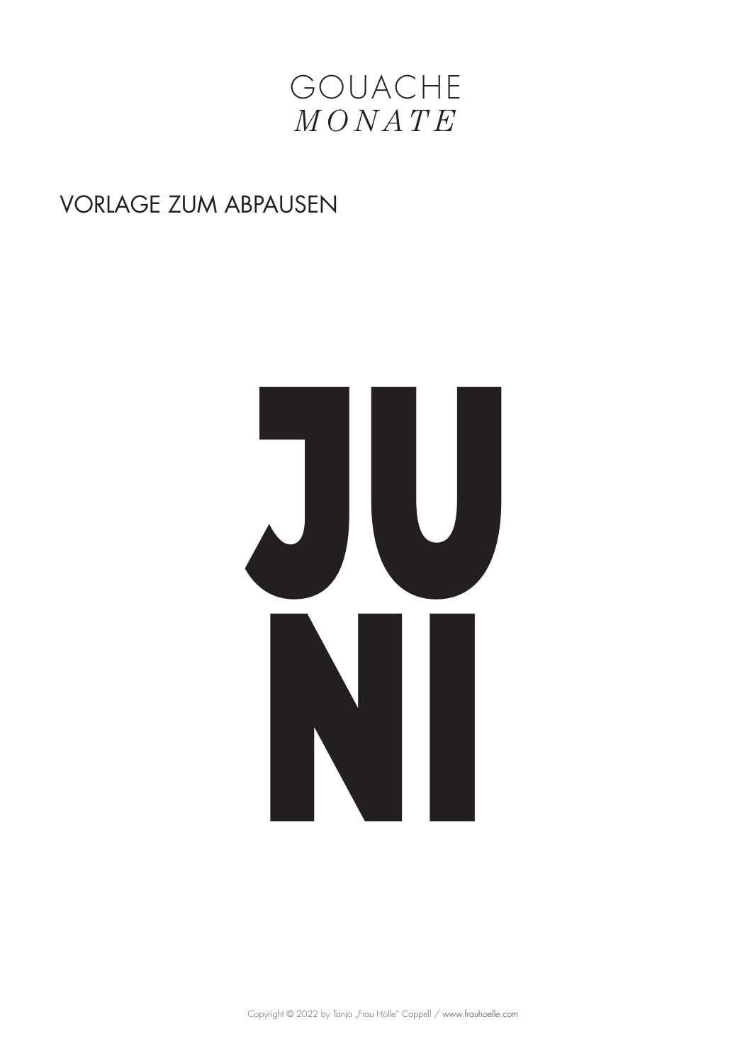# GOUACHE
*MONATE*

VORLAGE ZUM ABPAUSEN

# JU
# NI

Copyright © 2022 by Tanja „Frau Hölle" Cappell / www.frauhoelle.com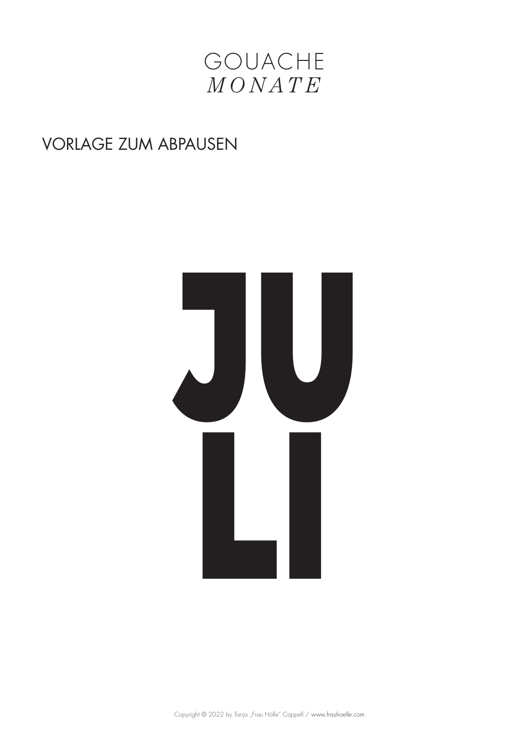# GOUACHE
*MONATE*

VORLAGE ZUM ABPAUSEN

# JU
# LI

Copyright © 2022 by Tanja „Frau Hölle" Cappell / www.frauhoelle.com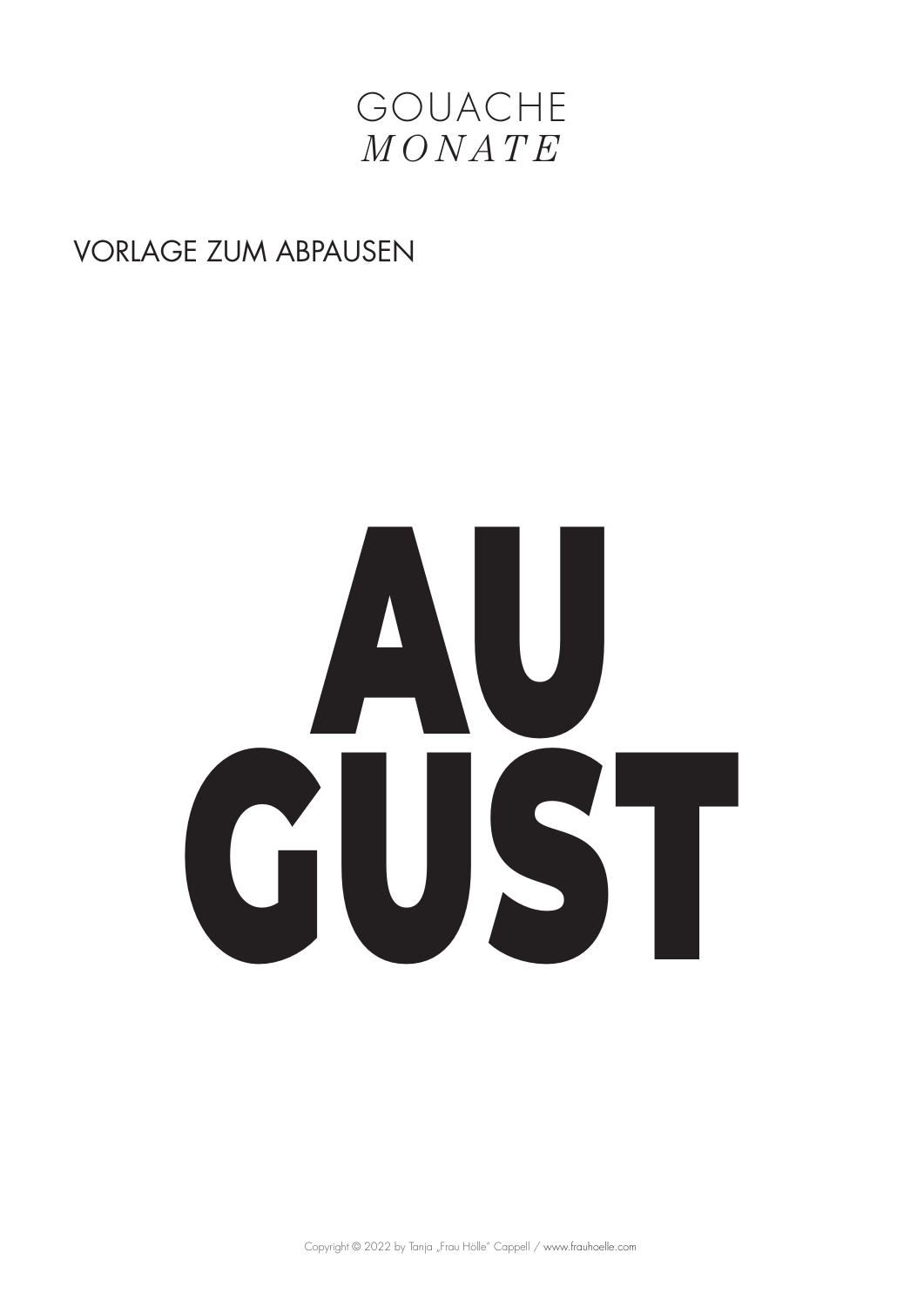# GOUACHE
*MONATE*

VORLAGE ZUM ABPAUSEN

# AU
# GUST

Copyright © 2022 by Tanja „Frau Hölle" Cappell / www.frauhoelle.com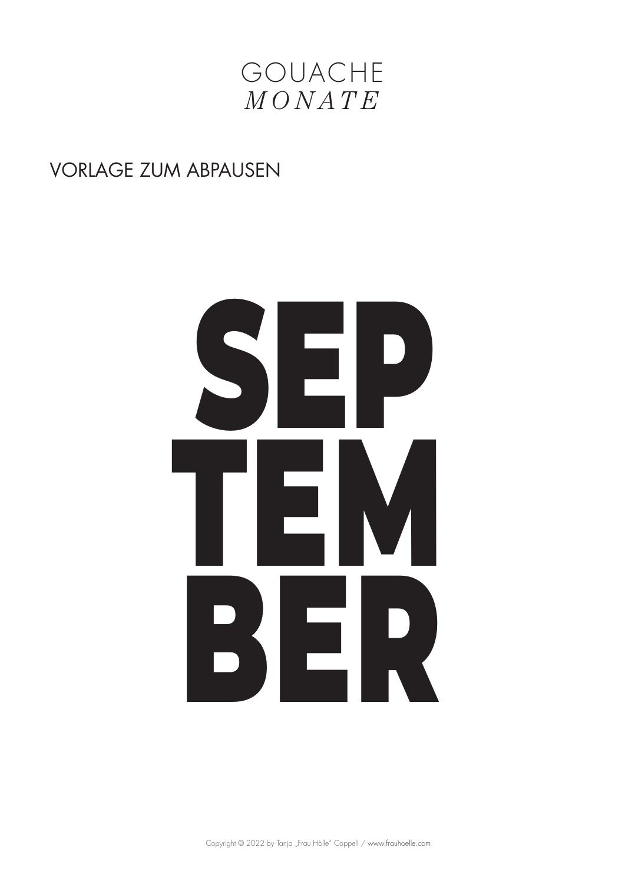GOUACHE
*MONATE*

VORLAGE ZUM ABPAUSEN

# SEP
# TEM
# BER

Copyright © 2022 by Tanja „Frau Hölle" Cappell / www.frauhoelle.com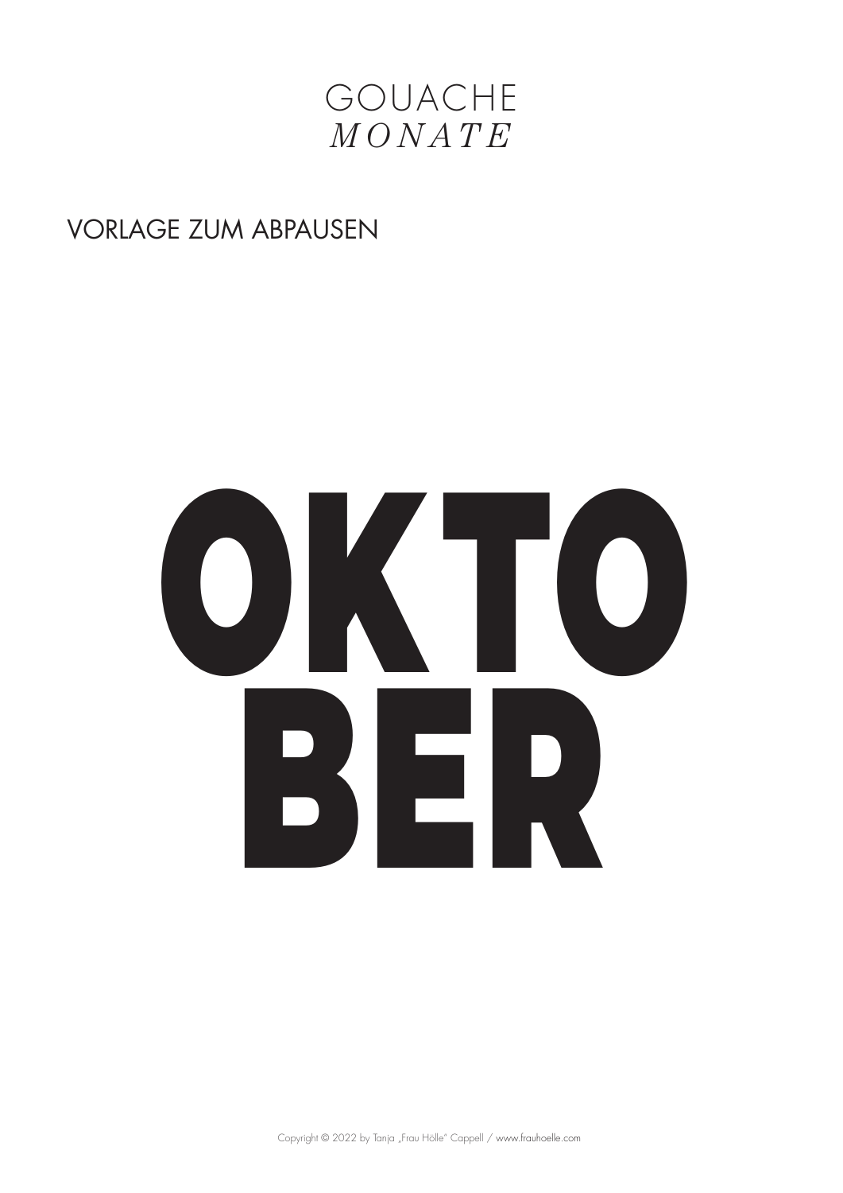# GOUACHE
## *MONATE*

VORLAGE ZUM ABPAUSEN

# OKTO
# BER

Copyright © 2022 by Tanja „Frau Hölle" Cappell / www.frauhoelle.com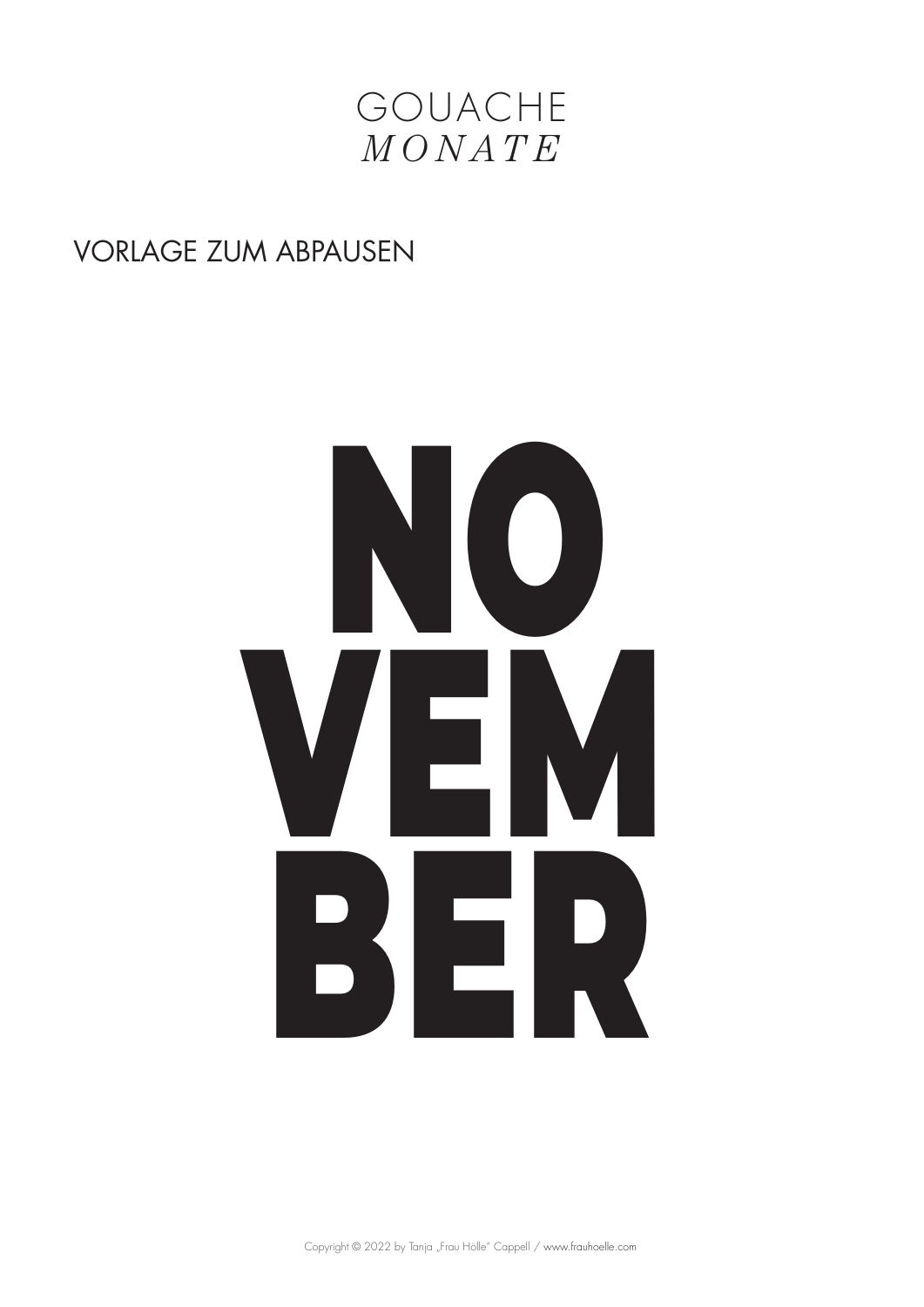# GOUACHE
*MONATE*

VORLAGE ZUM ABPAUSEN

# NO
# VEM
# BER

Copyright © 2022 by Tanja „Frau Hölle" Cappell / www.frauhoelle.com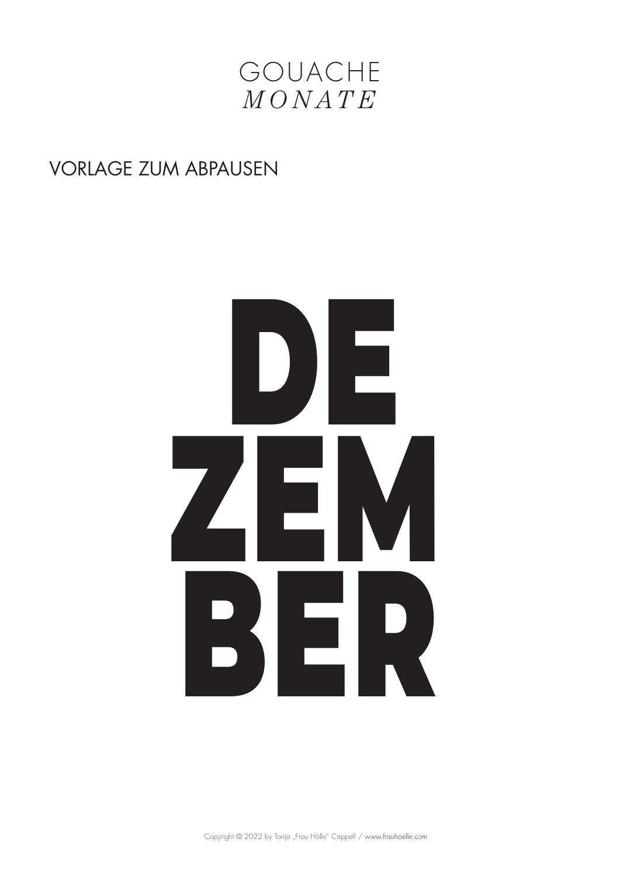GOUACHE
*MONATE*

VORLAGE ZUM ABPAUSEN

# DE
# ZEM
# BER

Copyright © 2022 by Tanja „Frau Hölle" Cappell / www.frauhoelle.com